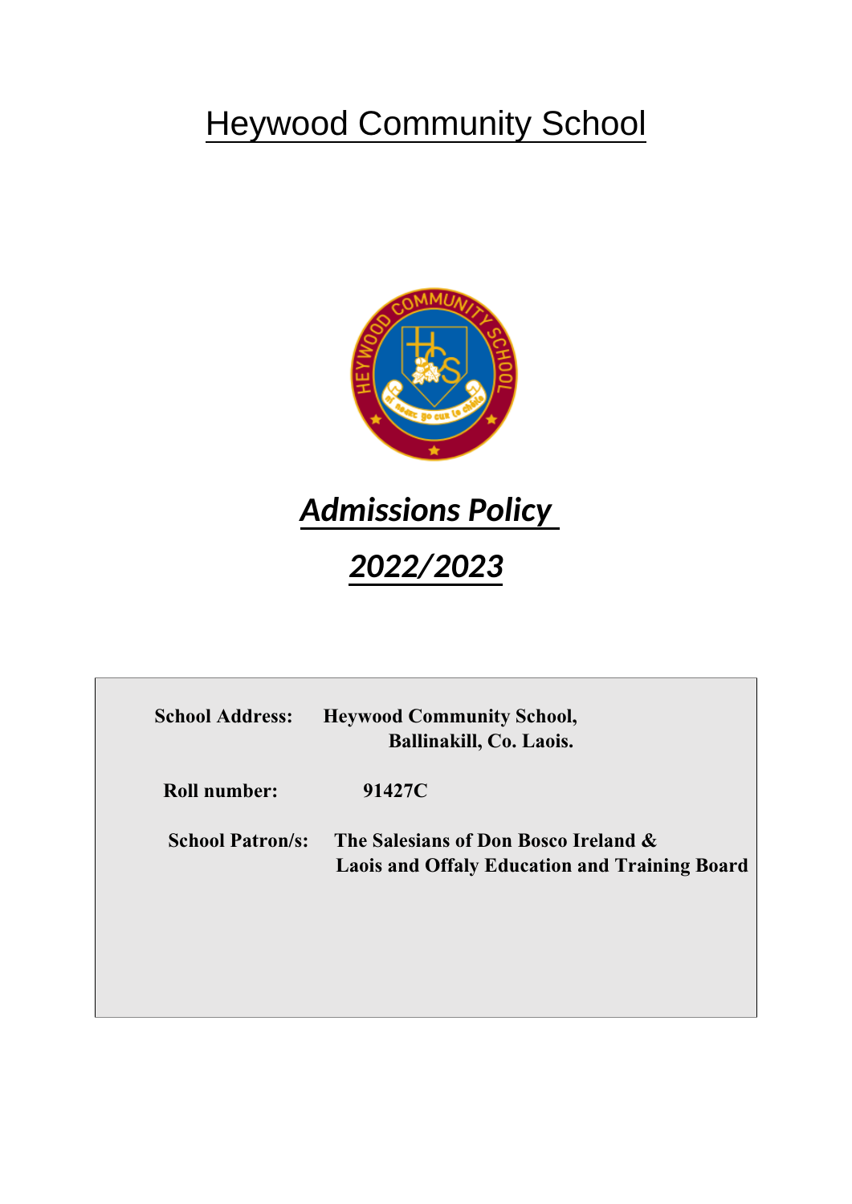# Heywood Community School

## *Admissions Policy*

## *2022/2023*

**School Address:** **Heywood Community School, Ballinakill, Co. Laois.**

**Roll number:** **91427C**

**School Patron/s:** **The Salesians of Don Bosco Ireland & Laois and Offaly Education and Training Board**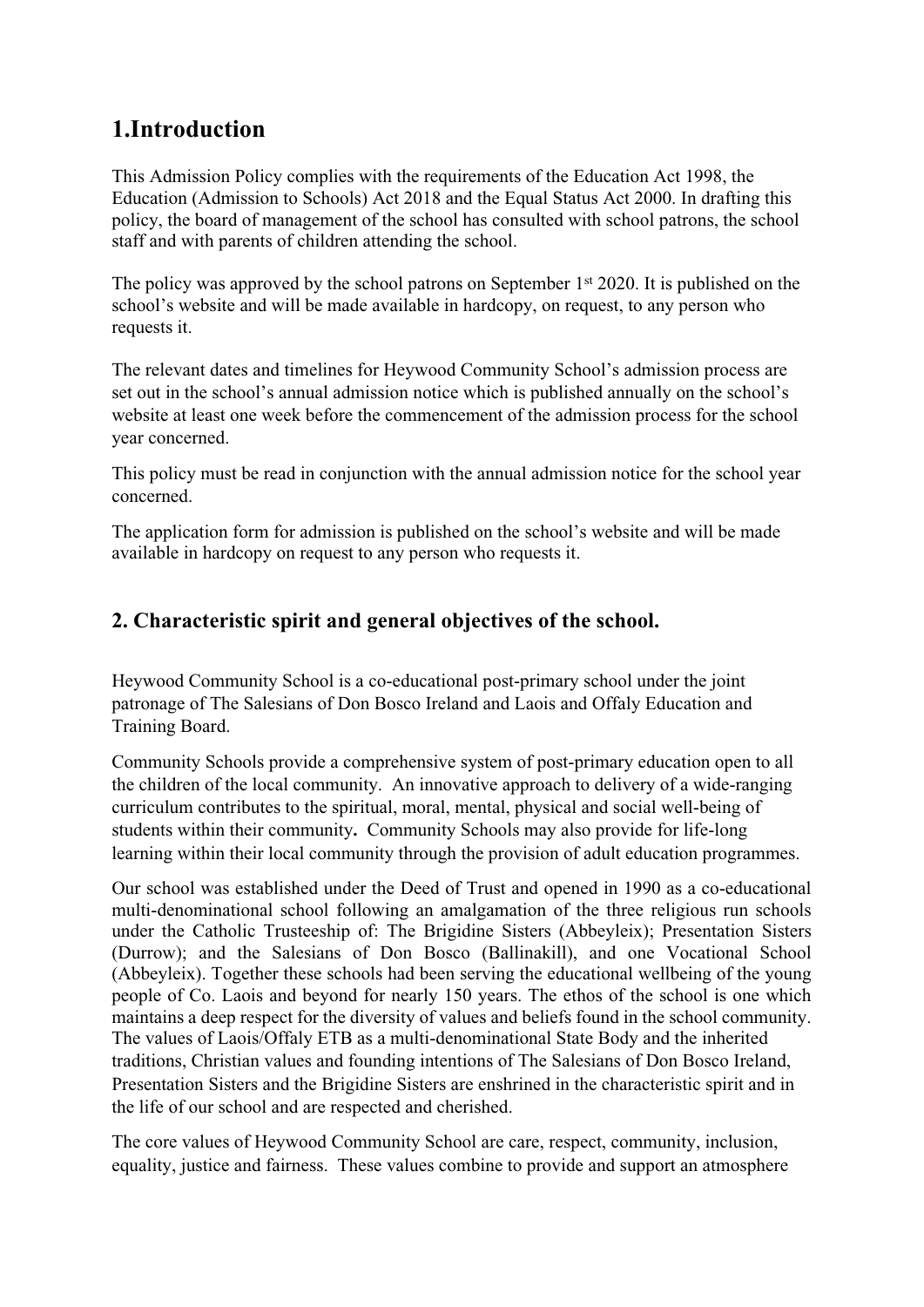# 1.Introduction

This Admission Policy complies with the requirements of the Education Act 1998, the Education (Admission to Schools) Act 2018 and the Equal Status Act 2000. In drafting this policy, the board of management of the school has consulted with school patrons, the school staff and with parents of children attending the school.

The policy was approved by the school patrons on September 1st 2020. It is published on the school's website and will be made available in hardcopy, on request, to any person who requests it.

The relevant dates and timelines for Heywood Community School's admission process are set out in the school's annual admission notice which is published annually on the school's website at least one week before the commencement of the admission process for the school year concerned.

This policy must be read in conjunction with the annual admission notice for the school year concerned.

The application form for admission is published on the school's website and will be made available in hardcopy on request to any person who requests it.

## 2. Characteristic spirit and general objectives of the school.

Heywood Community School is a co-educational post-primary school under the joint patronage of The Salesians of Don Bosco Ireland and Laois and Offaly Education and Training Board.

Community Schools provide a comprehensive system of post-primary education open to all the children of the local community. An innovative approach to delivery of a wide-ranging curriculum contributes to the spiritual, moral, mental, physical and social well-being of students within their community**.** Community Schools may also provide for life-long learning within their local community through the provision of adult education programmes.

Our school was established under the Deed of Trust and opened in 1990 as a co-educational multi-denominational school following an amalgamation of the three religious run schools under the Catholic Trusteeship of: The Brigidine Sisters (Abbeyleix); Presentation Sisters (Durrow); and the Salesians of Don Bosco (Ballinakill), and one Vocational School (Abbeyleix). Together these schools had been serving the educational wellbeing of the young people of Co. Laois and beyond for nearly 150 years. The ethos of the school is one which maintains a deep respect for the diversity of values and beliefs found in the school community. The values of Laois/Offaly ETB as a multi-denominational State Body and the inherited traditions, Christian values and founding intentions of The Salesians of Don Bosco Ireland, Presentation Sisters and the Brigidine Sisters are enshrined in the characteristic spirit and in the life of our school and are respected and cherished.

The core values of Heywood Community School are care, respect, community, inclusion, equality, justice and fairness. These values combine to provide and support an atmosphere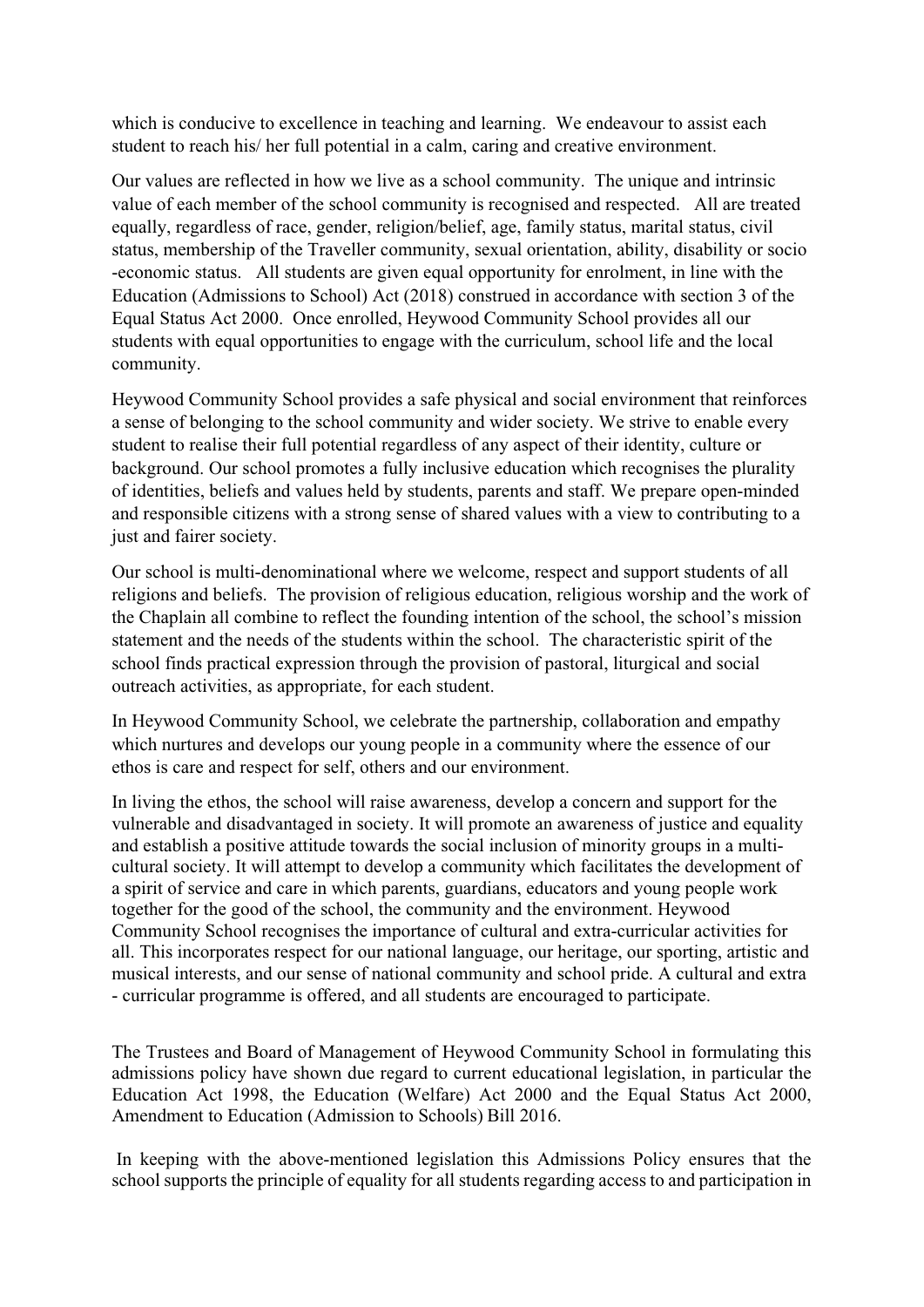which is conducive to excellence in teaching and learning. We endeavour to assist each student to reach his/ her full potential in a calm, caring and creative environment.

Our values are reflected in how we live as a school community. The unique and intrinsic value of each member of the school community is recognised and respected. All are treated equally, regardless of race, gender, religion/belief, age, family status, marital status, civil status, membership of the Traveller community, sexual orientation, ability, disability or socio -economic status. All students are given equal opportunity for enrolment, in line with the Education (Admissions to School) Act (2018) construed in accordance with section 3 of the Equal Status Act 2000. Once enrolled, Heywood Community School provides all our students with equal opportunities to engage with the curriculum, school life and the local community.

Heywood Community School provides a safe physical and social environment that reinforces a sense of belonging to the school community and wider society. We strive to enable every student to realise their full potential regardless of any aspect of their identity, culture or background. Our school promotes a fully inclusive education which recognises the plurality of identities, beliefs and values held by students, parents and staff. We prepare open-minded and responsible citizens with a strong sense of shared values with a view to contributing to a just and fairer society.

Our school is multi-denominational where we welcome, respect and support students of all religions and beliefs. The provision of religious education, religious worship and the work of the Chaplain all combine to reflect the founding intention of the school, the school's mission statement and the needs of the students within the school. The characteristic spirit of the school finds practical expression through the provision of pastoral, liturgical and social outreach activities, as appropriate, for each student.

In Heywood Community School, we celebrate the partnership, collaboration and empathy which nurtures and develops our young people in a community where the essence of our ethos is care and respect for self, others and our environment.

In living the ethos, the school will raise awareness, develop a concern and support for the vulnerable and disadvantaged in society. It will promote an awareness of justice and equality and establish a positive attitude towards the social inclusion of minority groups in a multi-cultural society. It will attempt to develop a community which facilitates the development of a spirit of service and care in which parents, guardians, educators and young people work together for the good of the school, the community and the environment. Heywood Community School recognises the importance of cultural and extra-curricular activities for all. This incorporates respect for our national language, our heritage, our sporting, artistic and musical interests, and our sense of national community and school pride. A cultural and extra - curricular programme is offered, and all students are encouraged to participate.

The Trustees and Board of Management of Heywood Community School in formulating this admissions policy have shown due regard to current educational legislation, in particular the Education Act 1998, the Education (Welfare) Act 2000 and the Equal Status Act 2000, Amendment to Education (Admission to Schools) Bill 2016.

In keeping with the above-mentioned legislation this Admissions Policy ensures that the school supports the principle of equality for all students regarding access to and participation in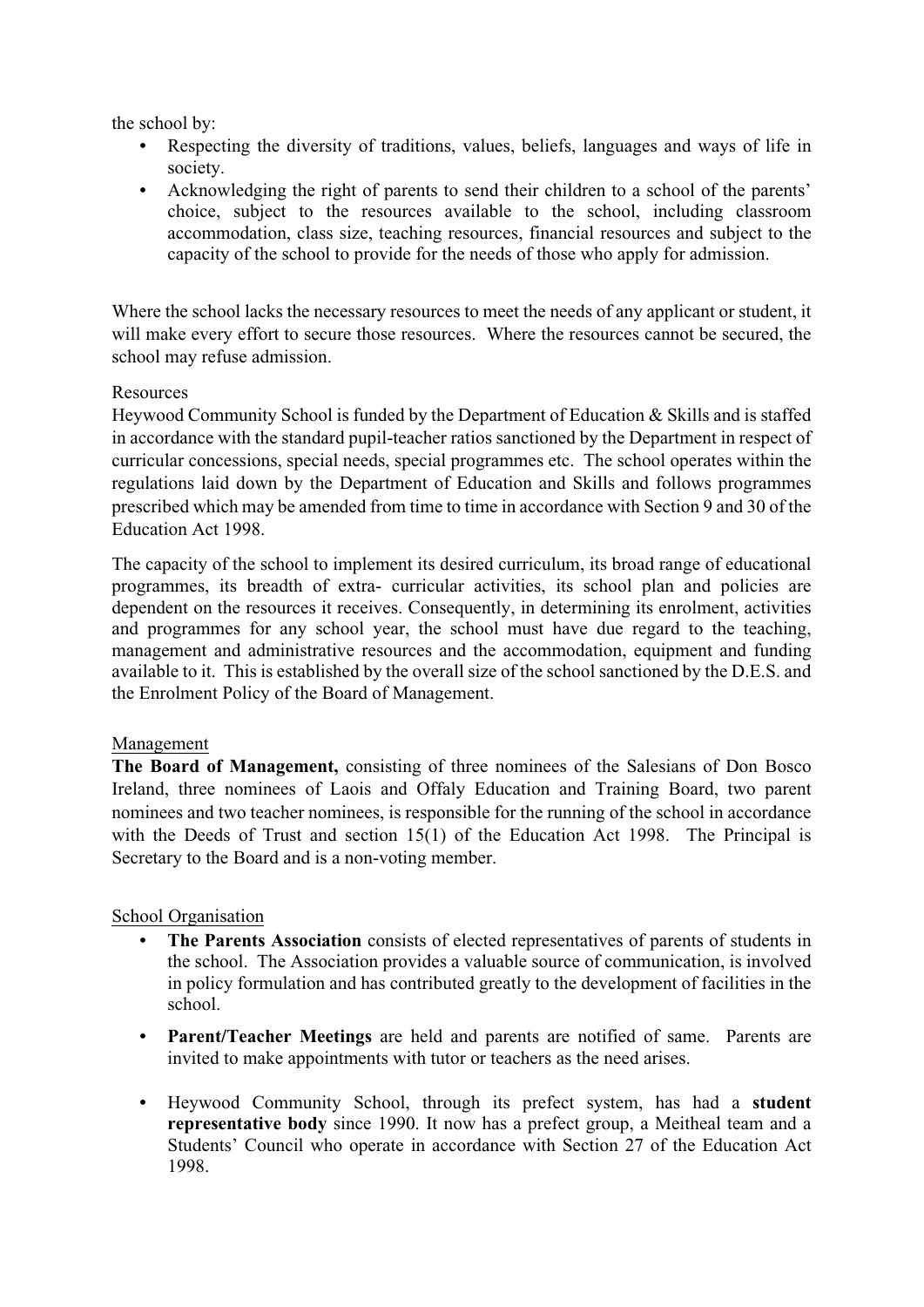the school by:

- Respecting the diversity of traditions, values, beliefs, languages and ways of life in society.
- Acknowledging the right of parents to send their children to a school of the parents' choice, subject to the resources available to the school, including classroom accommodation, class size, teaching resources, financial resources and subject to the capacity of the school to provide for the needs of those who apply for admission.

Where the school lacks the necessary resources to meet the needs of any applicant or student, it will make every effort to secure those resources. Where the resources cannot be secured, the school may refuse admission.

Resources

Heywood Community School is funded by the Department of Education & Skills and is staffed in accordance with the standard pupil-teacher ratios sanctioned by the Department in respect of curricular concessions, special needs, special programmes etc. The school operates within the regulations laid down by the Department of Education and Skills and follows programmes prescribed which may be amended from time to time in accordance with Section 9 and 30 of the Education Act 1998.

The capacity of the school to implement its desired curriculum, its broad range of educational programmes, its breadth of extra- curricular activities, its school plan and policies are dependent on the resources it receives. Consequently, in determining its enrolment, activities and programmes for any school year, the school must have due regard to the teaching, management and administrative resources and the accommodation, equipment and funding available to it. This is established by the overall size of the school sanctioned by the D.E.S. and the Enrolment Policy of the Board of Management.

Management

**The Board of Management,** consisting of three nominees of the Salesians of Don Bosco Ireland, three nominees of Laois and Offaly Education and Training Board, two parent nominees and two teacher nominees, is responsible for the running of the school in accordance with the Deeds of Trust and section 15(1) of the Education Act 1998. The Principal is Secretary to the Board and is a non-voting member.

School Organisation

- **The Parents Association** consists of elected representatives of parents of students in the school. The Association provides a valuable source of communication, is involved in policy formulation and has contributed greatly to the development of facilities in the school.
- **Parent/Teacher Meetings** are held and parents are notified of same. Parents are invited to make appointments with tutor or teachers as the need arises.
- Heywood Community School, through its prefect system, has had a **student representative body** since 1990. It now has a prefect group, a Meitheal team and a Students' Council who operate in accordance with Section 27 of the Education Act 1998.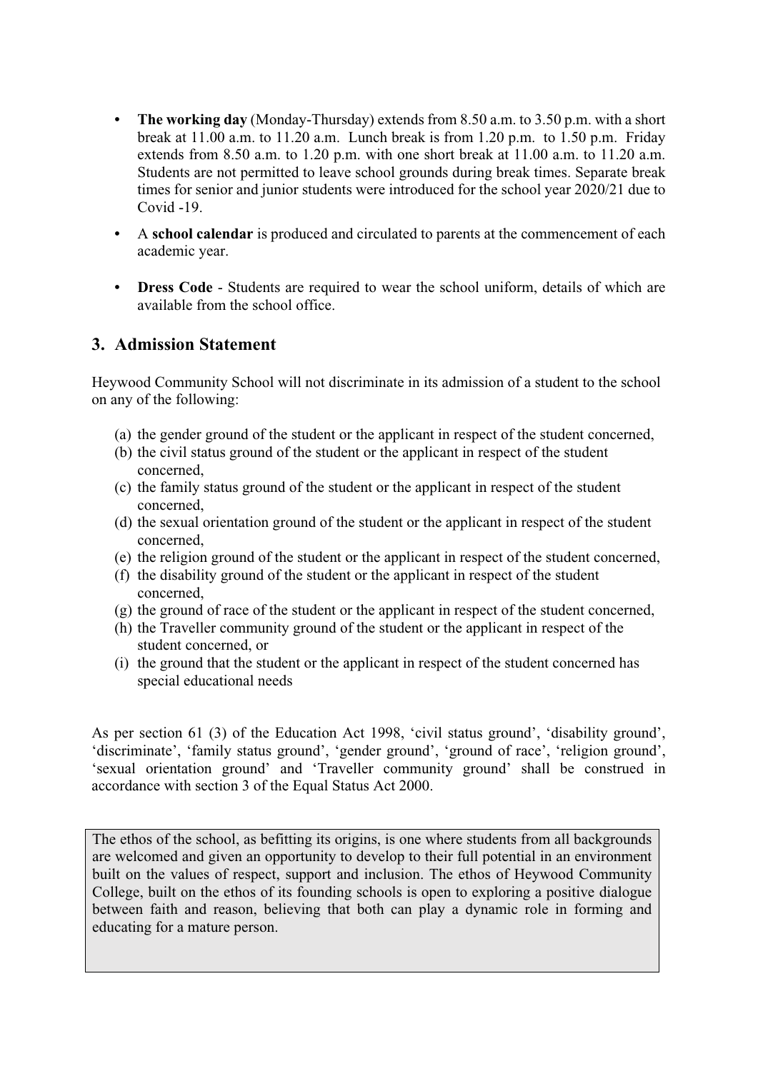- **The working day** (Monday-Thursday) extends from 8.50 a.m. to 3.50 p.m. with a short break at 11.00 a.m. to 11.20 a.m. Lunch break is from 1.20 p.m. to 1.50 p.m. Friday extends from 8.50 a.m. to 1.20 p.m. with one short break at 11.00 a.m. to 11.20 a.m. Students are not permitted to leave school grounds during break times. Separate break times for senior and junior students were introduced for the school year 2020/21 due to Covid -19.

- A **school calendar** is produced and circulated to parents at the commencement of each academic year.

- **Dress Code** - Students are required to wear the school uniform, details of which are available from the school office.

## 3. Admission Statement

Heywood Community School will not discriminate in its admission of a student to the school on any of the following:

(a) the gender ground of the student or the applicant in respect of the student concerned,
(b) the civil status ground of the student or the applicant in respect of the student concerned,
(c) the family status ground of the student or the applicant in respect of the student concerned,
(d) the sexual orientation ground of the student or the applicant in respect of the student concerned,
(e) the religion ground of the student or the applicant in respect of the student concerned,
(f) the disability ground of the student or the applicant in respect of the student concerned,
(g) the ground of race of the student or the applicant in respect of the student concerned,
(h) the Traveller community ground of the student or the applicant in respect of the student concerned, or
(i) the ground that the student or the applicant in respect of the student concerned has special educational needs

As per section 61 (3) of the Education Act 1998, 'civil status ground', 'disability ground', 'discriminate', 'family status ground', 'gender ground', 'ground of race', 'religion ground', 'sexual orientation ground' and 'Traveller community ground' shall be construed in accordance with section 3 of the Equal Status Act 2000.

The ethos of the school, as befitting its origins, is one where students from all backgrounds are welcomed and given an opportunity to develop to their full potential in an environment built on the values of respect, support and inclusion. The ethos of Heywood Community College, built on the ethos of its founding schools is open to exploring a positive dialogue between faith and reason, believing that both can play a dynamic role in forming and educating for a mature person.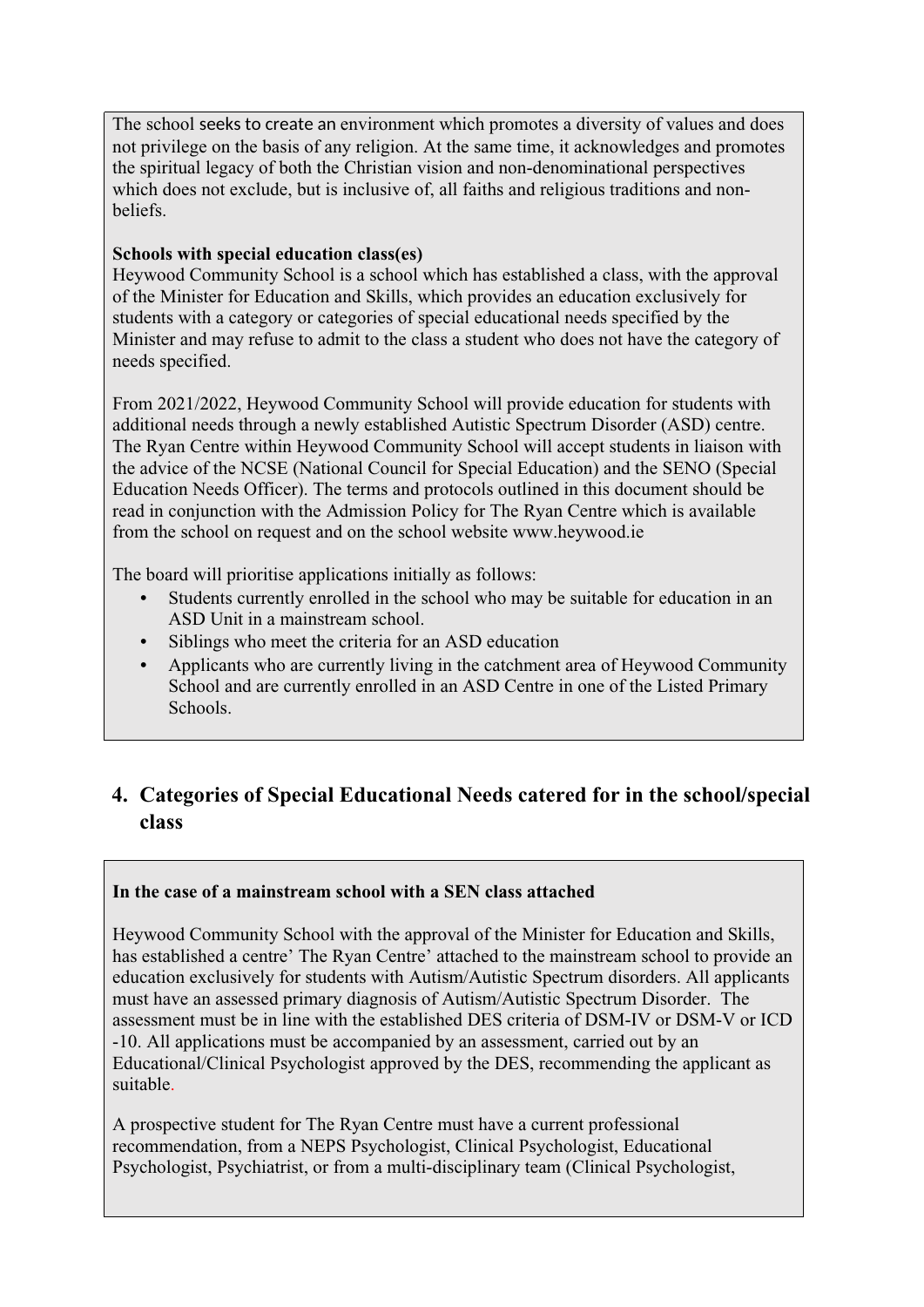The school seeks to create an environment which promotes a diversity of values and does not privilege on the basis of any religion. At the same time, it acknowledges and promotes the spiritual legacy of both the Christian vision and non-denominational perspectives which does not exclude, but is inclusive of, all faiths and religious traditions and non-beliefs.

**Schools with special education class(es)**

Heywood Community School is a school which has established a class, with the approval of the Minister for Education and Skills, which provides an education exclusively for students with a category or categories of special educational needs specified by the Minister and may refuse to admit to the class a student who does not have the category of needs specified.

From 2021/2022, Heywood Community School will provide education for students with additional needs through a newly established Autistic Spectrum Disorder (ASD) centre. The Ryan Centre within Heywood Community School will accept students in liaison with the advice of the NCSE (National Council for Special Education) and the SENO (Special Education Needs Officer). The terms and protocols outlined in this document should be read in conjunction with the Admission Policy for The Ryan Centre which is available from the school on request and on the school website www.heywood.ie

The board will prioritise applications initially as follows:

- Students currently enrolled in the school who may be suitable for education in an ASD Unit in a mainstream school.
- Siblings who meet the criteria for an ASD education
- Applicants who are currently living in the catchment area of Heywood Community School and are currently enrolled in an ASD Centre in one of the Listed Primary Schools.

## 4. Categories of Special Educational Needs catered for in the school/special class

**In the case of a mainstream school with a SEN class attached**

Heywood Community School with the approval of the Minister for Education and Skills, has established a centre' The Ryan Centre' attached to the mainstream school to provide an education exclusively for students with Autism/Autistic Spectrum disorders. All applicants must have an assessed primary diagnosis of Autism/Autistic Spectrum Disorder. The assessment must be in line with the established DES criteria of DSM-IV or DSM-V or ICD -10. All applications must be accompanied by an assessment, carried out by an Educational/Clinical Psychologist approved by the DES, recommending the applicant as suitable.

A prospective student for The Ryan Centre must have a current professional recommendation, from a NEPS Psychologist, Clinical Psychologist, Educational Psychologist, Psychiatrist, or from a multi-disciplinary team (Clinical Psychologist,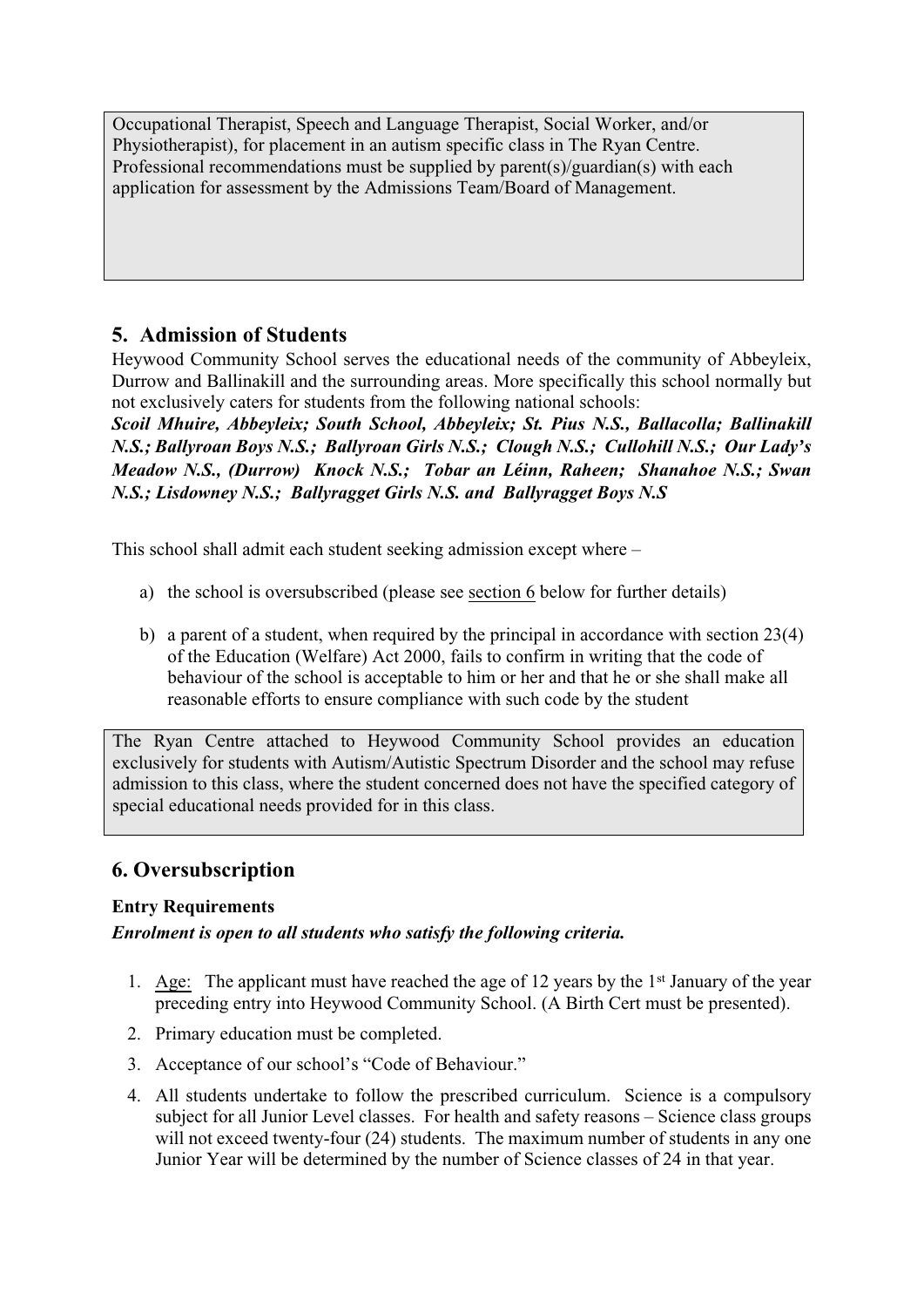Occupational Therapist, Speech and Language Therapist, Social Worker, and/or Physiotherapist), for placement in an autism specific class in The Ryan Centre. Professional recommendations must be supplied by parent(s)/guardian(s) with each application for assessment by the Admissions Team/Board of Management.

## 5. Admission of Students

Heywood Community School serves the educational needs of the community of Abbeyleix, Durrow and Ballinakill and the surrounding areas. More specifically this school normally but not exclusively caters for students from the following national schools:

***Scoil Mhuire, Abbeyleix; South School, Abbeyleix; St. Pius N.S., Ballacolla; Ballinakill N.S.; Ballyroan Boys N.S.; Ballyroan Girls N.S.; Clough N.S.; Cullohill N.S.; Our Lady's Meadow N.S., (Durrow) Knock N.S.; Tobar an Léinn, Raheen; Shanahoe N.S.; Swan N.S.; Lisdowney N.S.; Ballyragget Girls N.S. and Ballyragget Boys N.S***

This school shall admit each student seeking admission except where –

a) the school is oversubscribed (please see section 6 below for further details)

b) a parent of a student, when required by the principal in accordance with section 23(4) of the Education (Welfare) Act 2000, fails to confirm in writing that the code of behaviour of the school is acceptable to him or her and that he or she shall make all reasonable efforts to ensure compliance with such code by the student

The Ryan Centre attached to Heywood Community School provides an education exclusively for students with Autism/Autistic Spectrum Disorder and the school may refuse admission to this class, where the student concerned does not have the specified category of special educational needs provided for in this class.

## 6. Oversubscription

**Entry Requirements**

***Enrolment is open to all students who satisfy the following criteria.***

1. Age: The applicant must have reached the age of 12 years by the 1st January of the year preceding entry into Heywood Community School. (A Birth Cert must be presented).
2. Primary education must be completed.
3. Acceptance of our school's "Code of Behaviour."
4. All students undertake to follow the prescribed curriculum. Science is a compulsory subject for all Junior Level classes. For health and safety reasons – Science class groups will not exceed twenty-four (24) students. The maximum number of students in any one Junior Year will be determined by the number of Science classes of 24 in that year.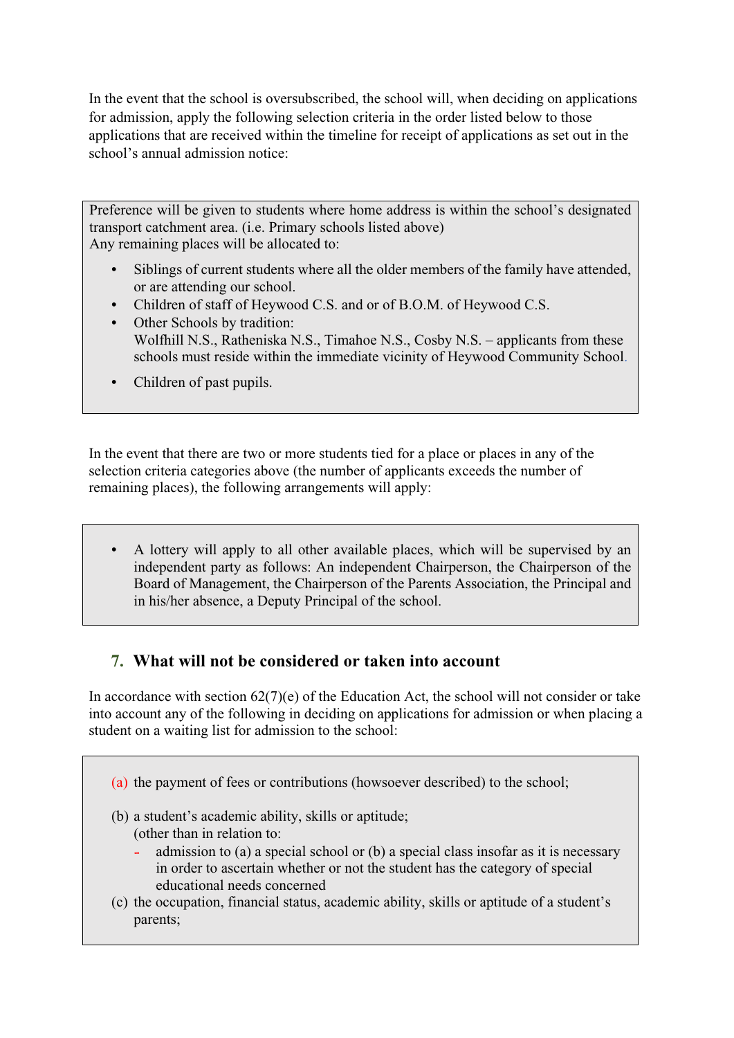In the event that the school is oversubscribed, the school will, when deciding on applications for admission, apply the following selection criteria in the order listed below to those applications that are received within the timeline for receipt of applications as set out in the school's annual admission notice:

Preference will be given to students where home address is within the school's designated transport catchment area. (i.e. Primary schools listed above)
Any remaining places will be allocated to:

- Siblings of current students where all the older members of the family have attended, or are attending our school.
- Children of staff of Heywood C.S. and or of B.O.M. of Heywood C.S.
- Other Schools by tradition:
  Wolfhill N.S., Ratheniska N.S., Timahoe N.S., Cosby N.S. – applicants from these schools must reside within the immediate vicinity of Heywood Community School.
- Children of past pupils.

In the event that there are two or more students tied for a place or places in any of the selection criteria categories above (the number of applicants exceeds the number of remaining places), the following arrangements will apply:

- A lottery will apply to all other available places, which will be supervised by an independent party as follows: An independent Chairperson, the Chairperson of the Board of Management, the Chairperson of the Parents Association, the Principal and in his/her absence, a Deputy Principal of the school.

## 7. What will not be considered or taken into account

In accordance with section 62(7)(e) of the Education Act, the school will not consider or take into account any of the following in deciding on applications for admission or when placing a student on a waiting list for admission to the school:

(a) the payment of fees or contributions (howsoever described) to the school;

(b) a student's academic ability, skills or aptitude;
(other than in relation to:
- admission to (a) a special school or (b) a special class insofar as it is necessary in order to ascertain whether or not the student has the category of special educational needs concerned

(c) the occupation, financial status, academic ability, skills or aptitude of a student's parents;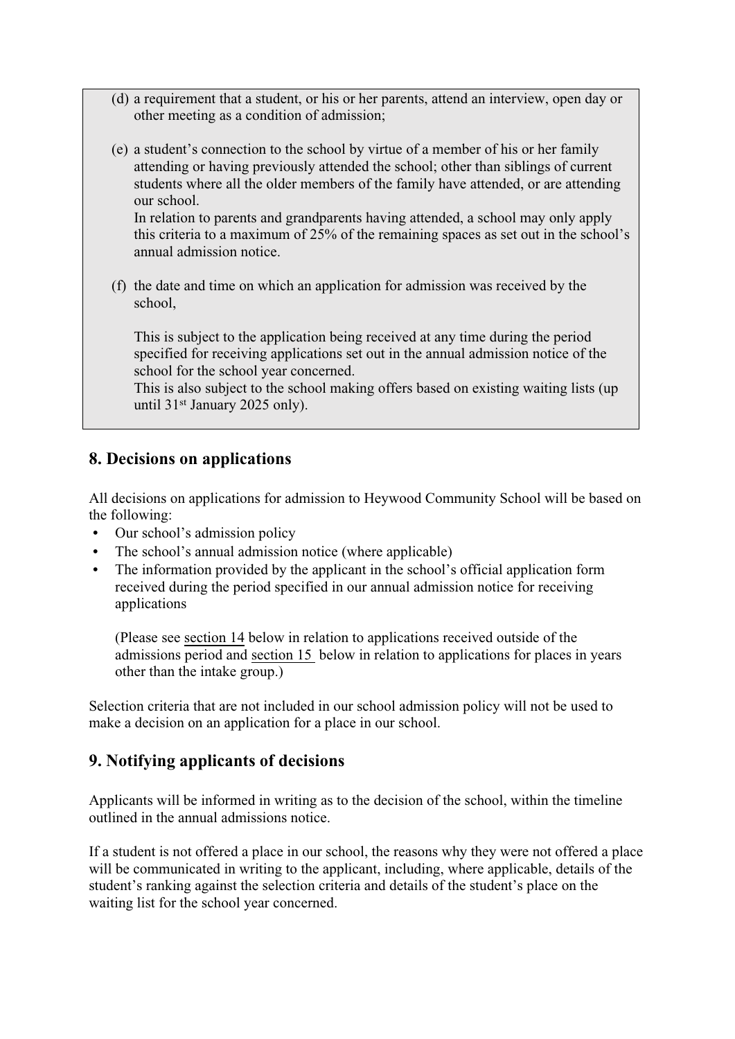(d) a requirement that a student, or his or her parents, attend an interview, open day or other meeting as a condition of admission;

(e) a student's connection to the school by virtue of a member of his or her family attending or having previously attended the school; other than siblings of current students where all the older members of the family have attended, or are attending our school.
In relation to parents and grandparents having attended, a school may only apply this criteria to a maximum of 25% of the remaining spaces as set out in the school's annual admission notice.

(f) the date and time on which an application for admission was received by the school,

This is subject to the application being received at any time during the period specified for receiving applications set out in the annual admission notice of the school for the school year concerned.
This is also subject to the school making offers based on existing waiting lists (up until 31st January 2025 only).

## 8. Decisions on applications

All decisions on applications for admission to Heywood Community School will be based on the following:

- Our school's admission policy
- The school's annual admission notice (where applicable)
- The information provided by the applicant in the school's official application form received during the period specified in our annual admission notice for receiving applications

  (Please see section 14 below in relation to applications received outside of the admissions period and section 15 below in relation to applications for places in years other than the intake group.)

Selection criteria that are not included in our school admission policy will not be used to make a decision on an application for a place in our school.

## 9. Notifying applicants of decisions

Applicants will be informed in writing as to the decision of the school, within the timeline outlined in the annual admissions notice.

If a student is not offered a place in our school, the reasons why they were not offered a place will be communicated in writing to the applicant, including, where applicable, details of the student's ranking against the selection criteria and details of the student's place on the waiting list for the school year concerned.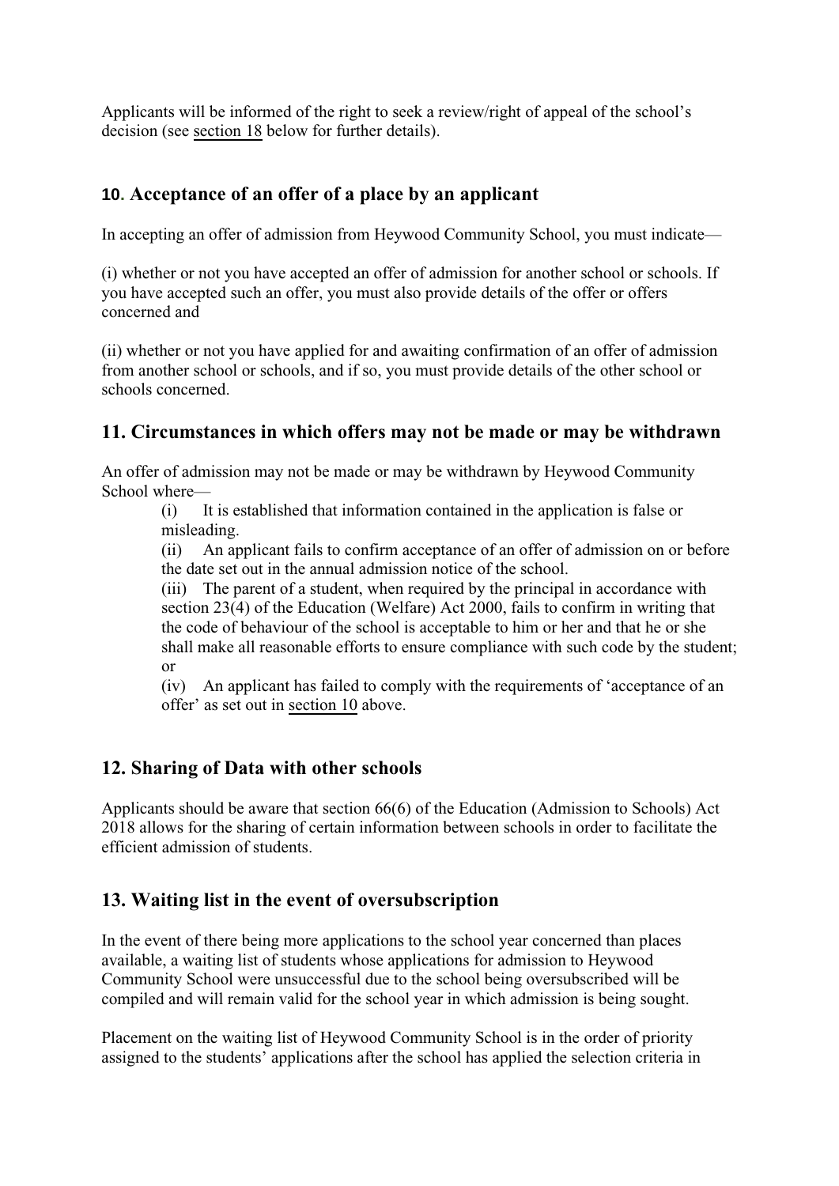Applicants will be informed of the right to seek a review/right of appeal of the school's decision (see section 18 below for further details).

## 10. Acceptance of an offer of a place by an applicant

In accepting an offer of admission from Heywood Community School, you must indicate—

(i) whether or not you have accepted an offer of admission for another school or schools. If you have accepted such an offer, you must also provide details of the offer or offers concerned and

(ii) whether or not you have applied for and awaiting confirmation of an offer of admission from another school or schools, and if so, you must provide details of the other school or schools concerned.

## 11. Circumstances in which offers may not be made or may be withdrawn

An offer of admission may not be made or may be withdrawn by Heywood Community School where—

(i) It is established that information contained in the application is false or misleading.

(ii) An applicant fails to confirm acceptance of an offer of admission on or before the date set out in the annual admission notice of the school.

(iii) The parent of a student, when required by the principal in accordance with section 23(4) of the Education (Welfare) Act 2000, fails to confirm in writing that the code of behaviour of the school is acceptable to him or her and that he or she shall make all reasonable efforts to ensure compliance with such code by the student; or

(iv) An applicant has failed to comply with the requirements of 'acceptance of an offer' as set out in section 10 above.

## 12. Sharing of Data with other schools

Applicants should be aware that section 66(6) of the Education (Admission to Schools) Act 2018 allows for the sharing of certain information between schools in order to facilitate the efficient admission of students.

## 13. Waiting list in the event of oversubscription

In the event of there being more applications to the school year concerned than places available, a waiting list of students whose applications for admission to Heywood Community School were unsuccessful due to the school being oversubscribed will be compiled and will remain valid for the school year in which admission is being sought.

Placement on the waiting list of Heywood Community School is in the order of priority assigned to the students' applications after the school has applied the selection criteria in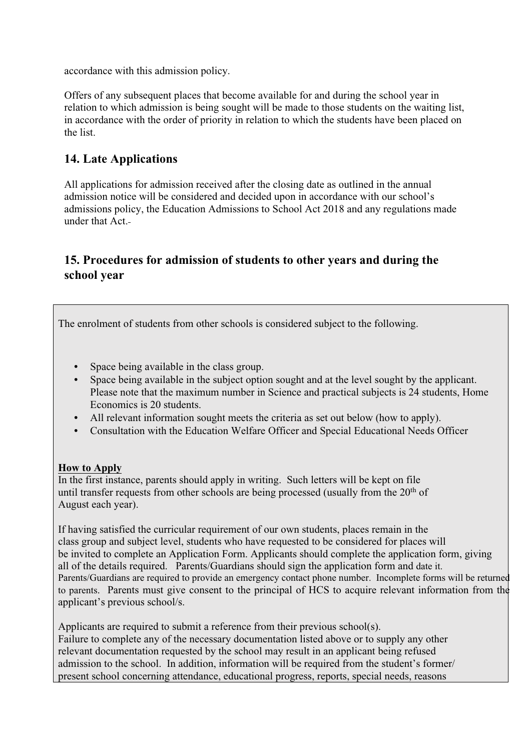accordance with this admission policy.

Offers of any subsequent places that become available for and during the school year in relation to which admission is being sought will be made to those students on the waiting list, in accordance with the order of priority in relation to which the students have been placed on the list.

## 14. Late Applications

All applications for admission received after the closing date as outlined in the annual admission notice will be considered and decided upon in accordance with our school's admissions policy, the Education Admissions to School Act 2018 and any regulations made under that Act.

## 15. Procedures for admission of students to other years and during the school year

The enrolment of students from other schools is considered subject to the following.

- Space being available in the class group.
- Space being available in the subject option sought and at the level sought by the applicant. Please note that the maximum number in Science and practical subjects is 24 students, Home Economics is 20 students.
- All relevant information sought meets the criteria as set out below (how to apply).
- Consultation with the Education Welfare Officer and Special Educational Needs Officer

**How to Apply**

In the first instance, parents should apply in writing. Such letters will be kept on file until transfer requests from other schools are being processed (usually from the 20th of August each year).

If having satisfied the curricular requirement of our own students, places remain in the class group and subject level, students who have requested to be considered for places will be invited to complete an Application Form. Applicants should complete the application form, giving all of the details required. Parents/Guardians should sign the application form and date it. Parents/Guardians are required to provide an emergency contact phone number. Incomplete forms will be returned to parents. Parents must give consent to the principal of HCS to acquire relevant information from the applicant's previous school/s.

Applicants are required to submit a reference from their previous school(s).
Failure to complete any of the necessary documentation listed above or to supply any other relevant documentation requested by the school may result in an applicant being refused admission to the school. In addition, information will be required from the student's former/ present school concerning attendance, educational progress, reports, special needs, reasons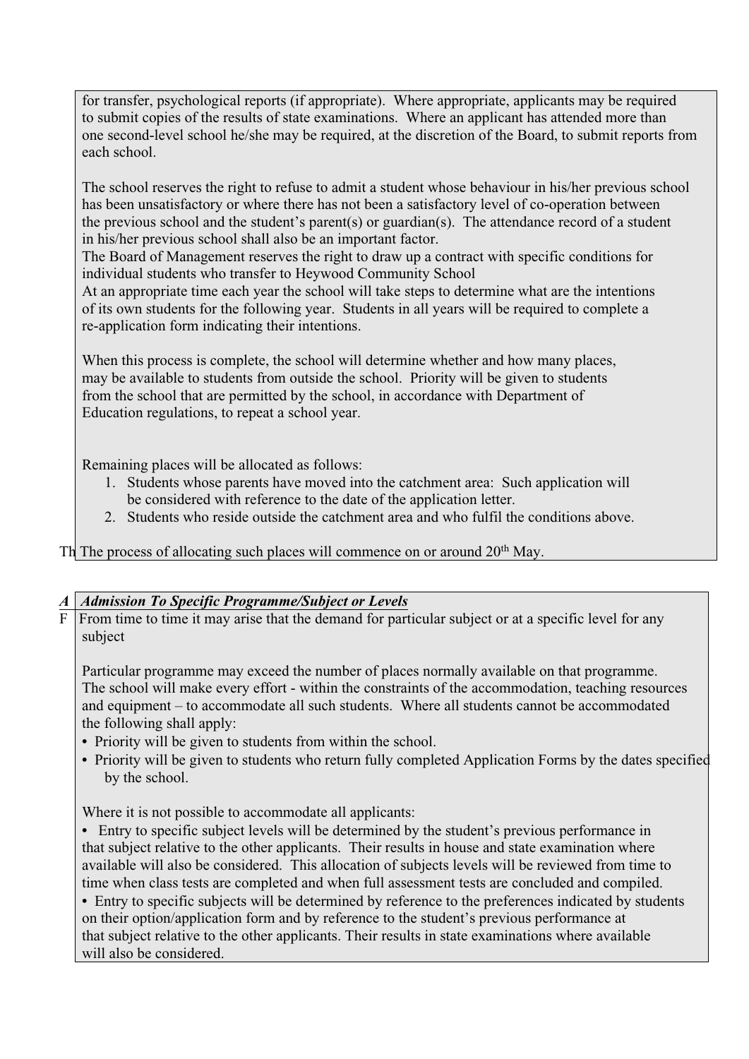for transfer, psychological reports (if appropriate). Where appropriate, applicants may be required to submit copies of the results of state examinations. Where an applicant has attended more than one second-level school he/she may be required, at the discretion of the Board, to submit reports from each school.

The school reserves the right to refuse to admit a student whose behaviour in his/her previous school has been unsatisfactory or where there has not been a satisfactory level of co-operation between the previous school and the student's parent(s) or guardian(s). The attendance record of a student in his/her previous school shall also be an important factor.
The Board of Management reserves the right to draw up a contract with specific conditions for individual students who transfer to Heywood Community School
At an appropriate time each year the school will take steps to determine what are the intentions of its own students for the following year. Students in all years will be required to complete a re-application form indicating their intentions.

When this process is complete, the school will determine whether and how many places, may be available to students from outside the school. Priority will be given to students from the school that are permitted by the school, in accordance with Department of Education regulations, to repeat a school year.

Remaining places will be allocated as follows:

1. Students whose parents have moved into the catchment area: Such application will be considered with reference to the date of the application letter.
2. Students who reside outside the catchment area and who fulfil the conditions above.

Th The process of allocating such places will commence on or around 20th May.

***Admission To Specific Programme/Subject or Levels***

From time to time it may arise that the demand for particular subject or at a specific level for any subject

Particular programme may exceed the number of places normally available on that programme. The school will make every effort - within the constraints of the accommodation, teaching resources and equipment – to accommodate all such students. Where all students cannot be accommodated the following shall apply:

- Priority will be given to students from within the school.
- Priority will be given to students who return fully completed Application Forms by the dates specified by the school.

Where it is not possible to accommodate all applicants:

- Entry to specific subject levels will be determined by the student's previous performance in that subject relative to the other applicants. Their results in house and state examination where available will also be considered. This allocation of subjects levels will be reviewed from time to time when class tests are completed and when full assessment tests are concluded and compiled.
- Entry to specific subjects will be determined by reference to the preferences indicated by students on their option/application form and by reference to the student's previous performance at that subject relative to the other applicants. Their results in state examinations where available will also be considered.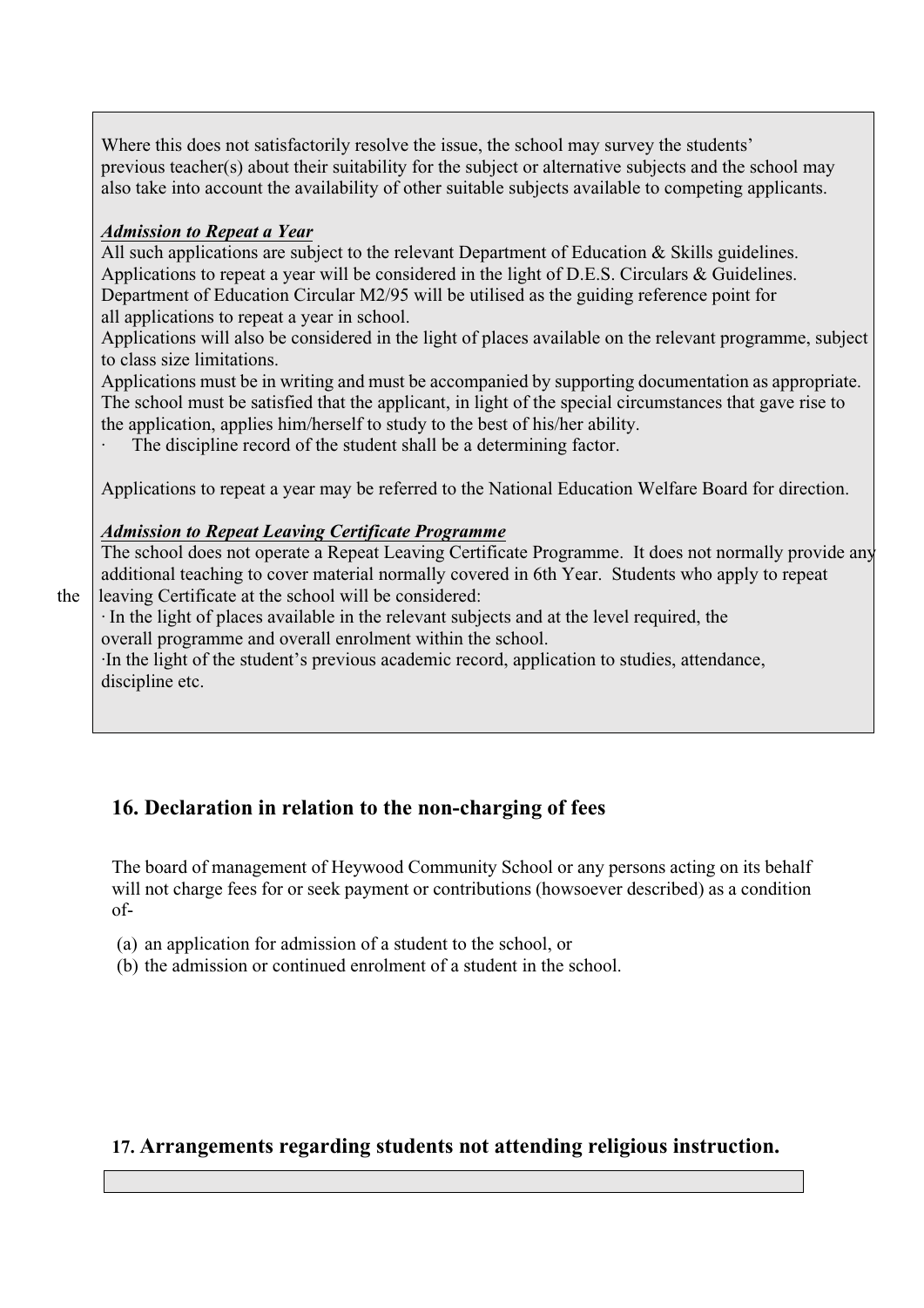Where this does not satisfactorily resolve the issue, the school may survey the students' previous teacher(s) about their suitability for the subject or alternative subjects and the school may also take into account the availability of other suitable subjects available to competing applicants.

***Admission to Repeat a Year***

All such applications are subject to the relevant Department of Education & Skills guidelines. Applications to repeat a year will be considered in the light of D.E.S. Circulars & Guidelines. Department of Education Circular M2/95 will be utilised as the guiding reference point for all applications to repeat a year in school.

Applications will also be considered in the light of places available on the relevant programme, subject to class size limitations.

Applications must be in writing and must be accompanied by supporting documentation as appropriate. The school must be satisfied that the applicant, in light of the special circumstances that gave rise to the application, applies him/herself to study to the best of his/her ability.

- The discipline record of the student shall be a determining factor.

Applications to repeat a year may be referred to the National Education Welfare Board for direction.

***Admission to Repeat Leaving Certificate Programme***

The school does not operate a Repeat Leaving Certificate Programme. It does not normally provide any additional teaching to cover material normally covered in 6th Year. Students who apply to repeat the leaving Certificate at the school will be considered:

- In the light of places available in the relevant subjects and at the level required, the overall programme and overall enrolment within the school.
- In the light of the student's previous academic record, application to studies, attendance, discipline etc.

## 16. Declaration in relation to the non-charging of fees

The board of management of Heywood Community School or any persons acting on its behalf will not charge fees for or seek payment or contributions (howsoever described) as a condition of-

(a) an application for admission of a student to the school, or
(b) the admission or continued enrolment of a student in the school.

## 17. Arrangements regarding students not attending religious instruction.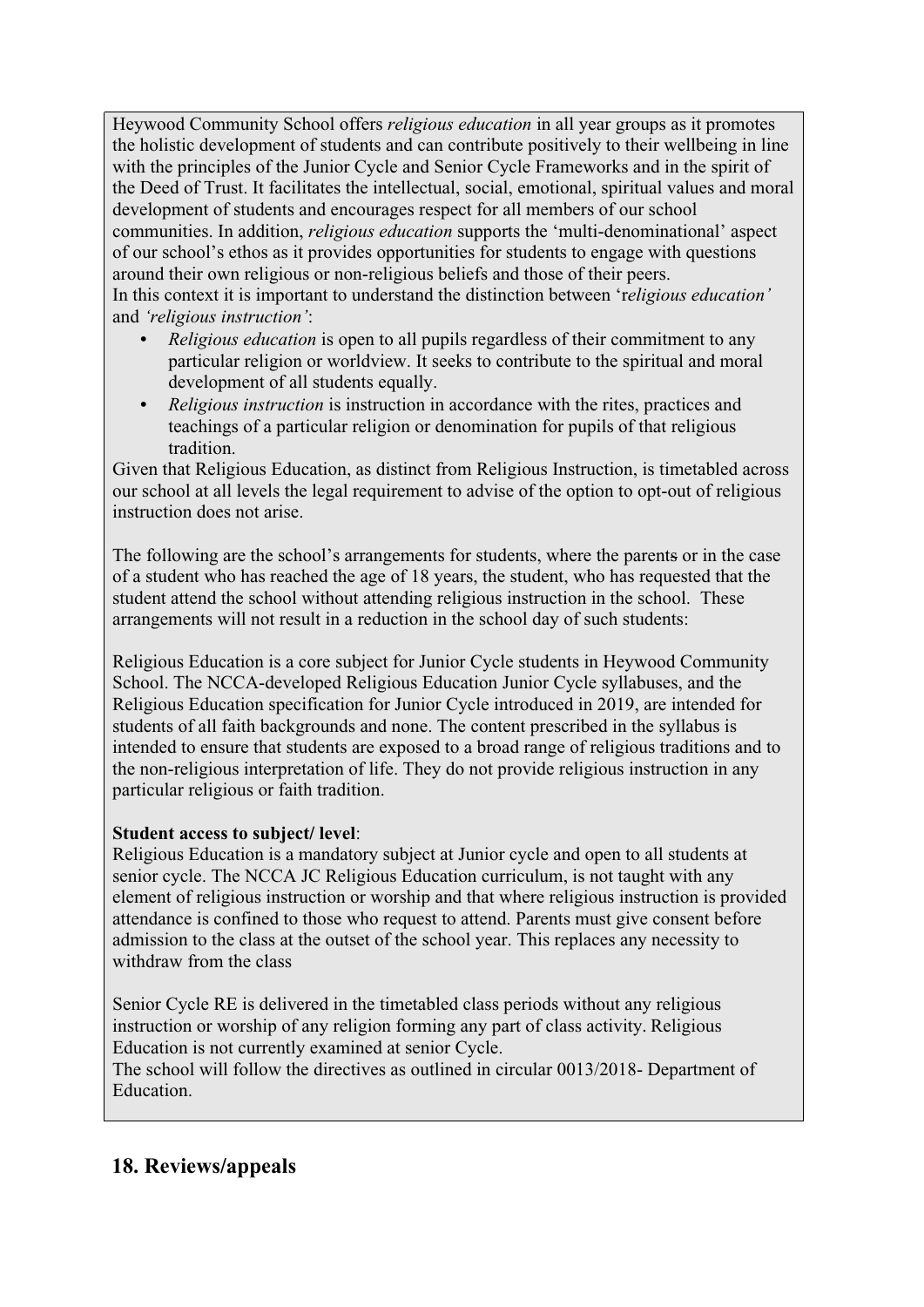Heywood Community School offers *religious education* in all year groups as it promotes the holistic development of students and can contribute positively to their wellbeing in line with the principles of the Junior Cycle and Senior Cycle Frameworks and in the spirit of the Deed of Trust. It facilitates the intellectual, social, emotional, spiritual values and moral development of students and encourages respect for all members of our school communities. In addition, *religious education* supports the 'multi-denominational' aspect of our school's ethos as it provides opportunities for students to engage with questions around their own religious or non-religious beliefs and those of their peers.
In this context it is important to understand the distinction between '*religious education'* and *'religious instruction'*:

- *Religious education* is open to all pupils regardless of their commitment to any particular religion or worldview. It seeks to contribute to the spiritual and moral development of all students equally.
- *Religious instruction* is instruction in accordance with the rites, practices and teachings of a particular religion or denomination for pupils of that religious tradition.

Given that Religious Education, as distinct from Religious Instruction, is timetabled across our school at all levels the legal requirement to advise of the option to opt-out of religious instruction does not arise.

The following are the school's arrangements for students, where the parents or in the case of a student who has reached the age of 18 years, the student, who has requested that the student attend the school without attending religious instruction in the school. These arrangements will not result in a reduction in the school day of such students:

Religious Education is a core subject for Junior Cycle students in Heywood Community School. The NCCA-developed Religious Education Junior Cycle syllabuses, and the Religious Education specification for Junior Cycle introduced in 2019, are intended for students of all faith backgrounds and none. The content prescribed in the syllabus is intended to ensure that students are exposed to a broad range of religious traditions and to the non-religious interpretation of life. They do not provide religious instruction in any particular religious or faith tradition.

**Student access to subject/ level**:
Religious Education is a mandatory subject at Junior cycle and open to all students at senior cycle. The NCCA JC Religious Education curriculum, is not taught with any element of religious instruction or worship and that where religious instruction is provided attendance is confined to those who request to attend. Parents must give consent before admission to the class at the outset of the school year. This replaces any necessity to withdraw from the class

Senior Cycle RE is delivered in the timetabled class periods without any religious instruction or worship of any religion forming any part of class activity. Religious Education is not currently examined at senior Cycle.
The school will follow the directives as outlined in circular 0013/2018- Department of Education.

## 18. Reviews/appeals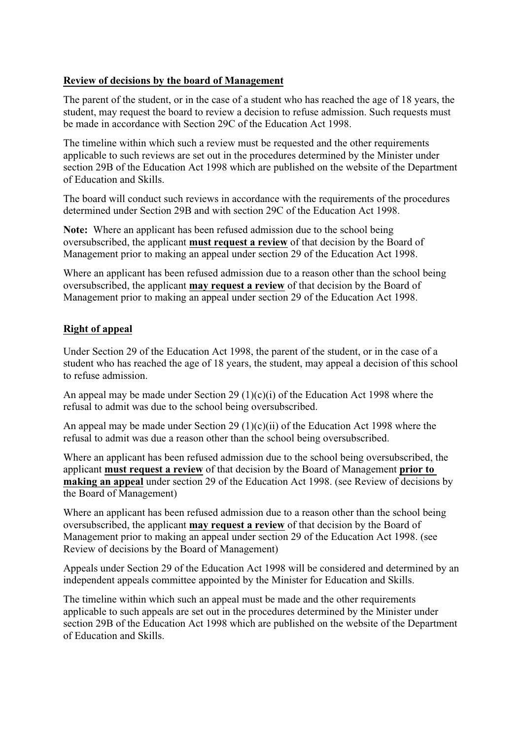## Review of decisions by the board of Management

The parent of the student, or in the case of a student who has reached the age of 18 years, the student, may request the board to review a decision to refuse admission. Such requests must be made in accordance with Section 29C of the Education Act 1998.

The timeline within which such a review must be requested and the other requirements applicable to such reviews are set out in the procedures determined by the Minister under section 29B of the Education Act 1998 which are published on the website of the Department of Education and Skills.

The board will conduct such reviews in accordance with the requirements of the procedures determined under Section 29B and with section 29C of the Education Act 1998.

**Note:** Where an applicant has been refused admission due to the school being oversubscribed, the applicant **must request a review** of that decision by the Board of Management prior to making an appeal under section 29 of the Education Act 1998.

Where an applicant has been refused admission due to a reason other than the school being oversubscribed, the applicant **may request a review** of that decision by the Board of Management prior to making an appeal under section 29 of the Education Act 1998.

## Right of appeal

Under Section 29 of the Education Act 1998, the parent of the student, or in the case of a student who has reached the age of 18 years, the student, may appeal a decision of this school to refuse admission.

An appeal may be made under Section 29 (1)(c)(i) of the Education Act 1998 where the refusal to admit was due to the school being oversubscribed.

An appeal may be made under Section 29 (1)(c)(ii) of the Education Act 1998 where the refusal to admit was due a reason other than the school being oversubscribed.

Where an applicant has been refused admission due to the school being oversubscribed, the applicant **must request a review** of that decision by the Board of Management **prior to making an appeal** under section 29 of the Education Act 1998. (see Review of decisions by the Board of Management)

Where an applicant has been refused admission due to a reason other than the school being oversubscribed, the applicant **may request a review** of that decision by the Board of Management prior to making an appeal under section 29 of the Education Act 1998. (see Review of decisions by the Board of Management)

Appeals under Section 29 of the Education Act 1998 will be considered and determined by an independent appeals committee appointed by the Minister for Education and Skills.

The timeline within which such an appeal must be made and the other requirements applicable to such appeals are set out in the procedures determined by the Minister under section 29B of the Education Act 1998 which are published on the website of the Department of Education and Skills.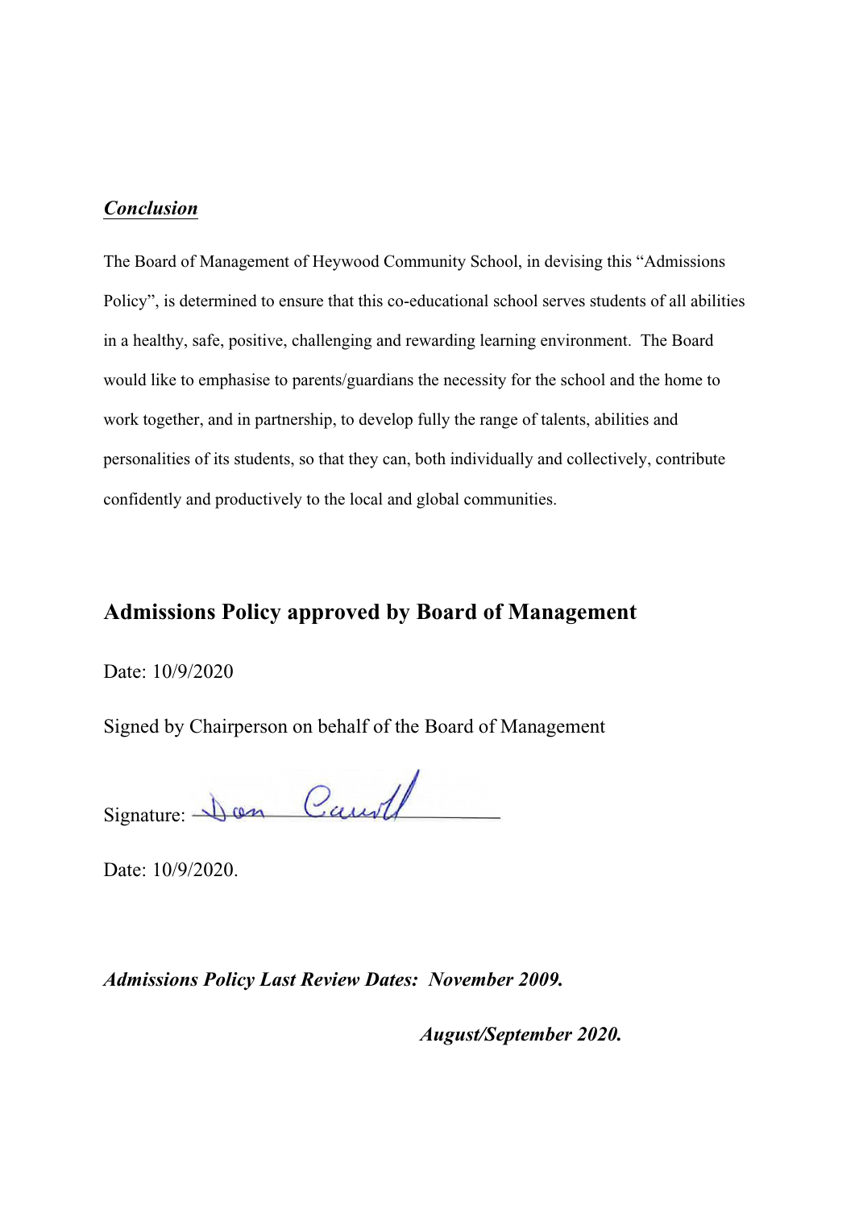***Conclusion***

The Board of Management of Heywood Community School, in devising this "Admissions Policy", is determined to ensure that this co-educational school serves students of all abilities in a healthy, safe, positive, challenging and rewarding learning environment. The Board would like to emphasise to parents/guardians the necessity for the school and the home to work together, and in partnership, to develop fully the range of talents, abilities and personalities of its students, so that they can, both individually and collectively, contribute confidently and productively to the local and global communities.

## Admissions Policy approved by Board of Management

Date: 10/9/2020

Signed by Chairperson on behalf of the Board of Management

Signature: Don Carroll

Date: 10/9/2020.

***Admissions Policy Last Review Dates: November 2009.***

***August/September 2020.***